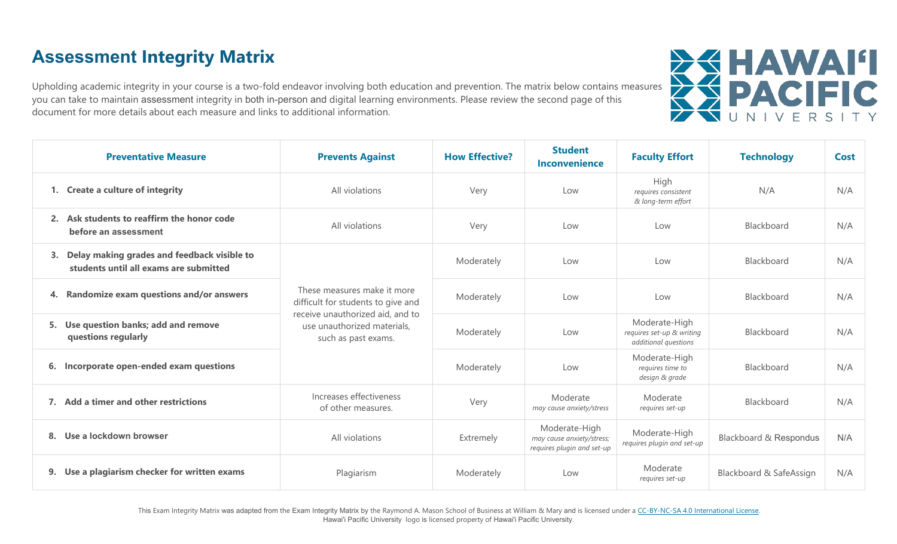# Assessment Integrity Matrix

Upholding academic integrity in your course is a two-fold endeavor involving both education and prevention. The matrix below contains measures you can take to maintain assessment integrity in both in-person and digital learning environments. Please review the second page of this document for more details about each measure and links to additional information.

| Preventative Measure | Prevents Against | How Effective? | Student Inconvenience | Faculty Effort | Technology | Cost |
|---|---|---|---|---|---|---|
| **1. Create a culture of integrity** | All violations | Very | Low | High *requires consistent & long-term effort* | N/A | N/A |
| **2. Ask students to reaffirm the honor code before an assessment** | All violations | Very | Low | Low | Blackboard | N/A |
| **3. Delay making grades and feedback visible to students until all exams are submitted** | These measures make it more difficult for students to give and receive unauthorized aid, and to use unauthorized materials, such as past exams. | Moderately | Low | Low | Blackboard | N/A |
| **4. Randomize exam questions and/or answers** | | Moderately | Low | Low | Blackboard | N/A |
| **5. Use question banks; add and remove questions regularly** | | Moderately | Low | Moderate-High *requires set-up & writing additional questions* | Blackboard | N/A |
| **6. Incorporate open-ended exam questions** | | Moderately | Low | Moderate-High *requires time to design & grade* | Blackboard | N/A |
| **7. Add a timer and other restrictions** | Increases effectiveness of other measures. | Very | Moderate *may cause anxiety/stress* | Moderate *requires set-up* | Blackboard | N/A |
| **8. Use a lockdown browser** | All violations | Extremely | Moderate-High *may cause anxiety/stress; requires plugin and set-up* | Moderate-High *requires plugin and set-up* | Blackboard & Respondus | N/A |
| **9. Use a plagiarism checker for written exams** | Plagiarism | Moderately | Low | Moderate *requires set-up* | Blackboard & SafeAssign | N/A |

This Exam Integrity Matrix was adapted from the Exam Integrity Matrix by the Raymond A. Mason School of Business at William & Mary and is licensed under a CC-BY-NC-SA 4.0 International License.
Hawai'i Pacific University logo is licensed property of Hawai'i Pacific University.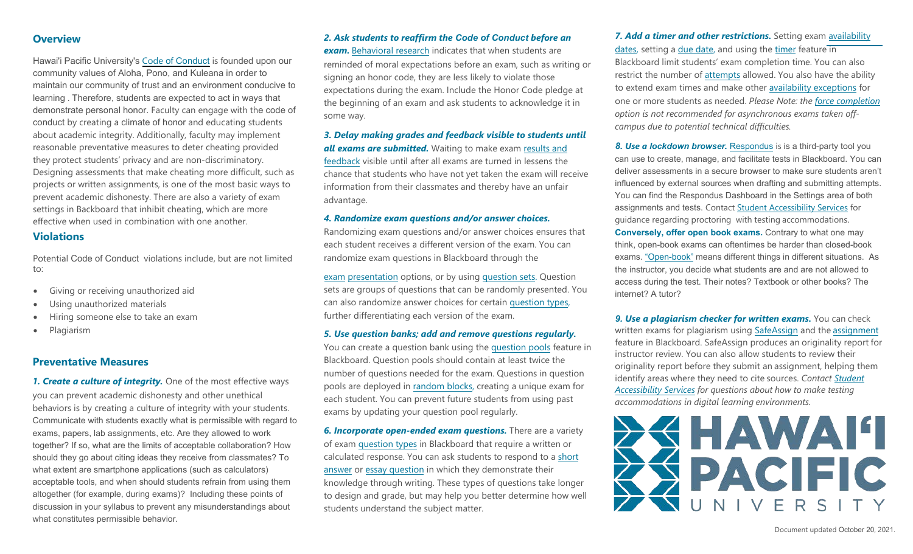## Overview

Hawai'i Pacific University's Code of Conduct is founded upon our community values of Aloha, Pono, and Kuleana in order to maintain our community of trust and an environment conducive to learning . Therefore, students are expected to act in ways that demonstrate personal honor. Faculty can engage with the code of conduct by creating a climate of honor and educating students about academic integrity. Additionally, faculty may implement reasonable preventative measures to deter cheating provided they protect students' privacy and are non-discriminatory. Designing assessments that make cheating more difficult, such as projects or written assignments, is one of the most basic ways to prevent academic dishonesty. There are also a variety of exam settings in Backboard that inhibit cheating, which are more effective when used in combination with one another.

## Violations

Potential Code of Conduct violations include, but are not limited to:

- Giving or receiving unauthorized aid
- Using unauthorized materials
- Hiring someone else to take an exam
- Plagiarism

## Preventative Measures

***1. Create a culture of integrity.*** One of the most effective ways you can prevent academic dishonesty and other unethical behaviors is by creating a culture of integrity with your students. Communicate with students exactly what is permissible with regard to exams, papers, lab assignments, etc. Are they allowed to work together? If so, what are the limits of acceptable collaboration? How should they go about citing ideas they receive from classmates? To what extent are smartphone applications (such as calculators) acceptable tools, and when should students refrain from using them altogether (for example, during exams)? Including these points of discussion in your syllabus to prevent any misunderstandings about what constitutes permissible behavior.

***2. Ask students to reaffirm the Code of Conduct before an exam.*** Behavioral research indicates that when students are reminded of moral expectations before an exam, such as writing or signing an honor code, they are less likely to violate those expectations during the exam. Include the Honor Code pledge at the beginning of an exam and ask students to acknowledge it in some way.

***3. Delay making grades and feedback visible to students until all exams are submitted.*** Waiting to make exam results and feedback visible until after all exams are turned in lessens the chance that students who have not yet taken the exam will receive information from their classmates and thereby have an unfair advantage.

***4. Randomize exam questions and/or answer choices.*** Randomizing exam questions and/or answer choices ensures that each student receives a different version of the exam. You can randomize exam questions in Blackboard through the exam presentation options, or by using question sets. Question sets are groups of questions that can be randomly presented. You can also randomize answer choices for certain question types, further differentiating each version of the exam.

***5. Use question banks; add and remove questions regularly.*** You can create a question bank using the question pools feature in Blackboard. Question pools should contain at least twice the number of questions needed for the exam. Questions in question pools are deployed in random blocks, creating a unique exam for each student. You can prevent future students from using past exams by updating your question pool regularly.

***6. Incorporate open-ended exam questions.*** There are a variety of exam question types in Blackboard that require a written or calculated response. You can ask students to respond to a short answer or essay question in which they demonstrate their knowledge through writing. These types of questions take longer to design and grade, but may help you better determine how well students understand the subject matter.

***7. Add a timer and other restrictions.*** Setting exam availability dates, setting a due date, and using the timer feature in Blackboard limit students' exam completion time. You can also restrict the number of attempts allowed. You also have the ability to extend exam times and make other availability exceptions for one or more students as needed. *Please Note: the force completion option is not recommended for asynchronous exams taken off-campus due to potential technical difficulties.*

***8. Use a lockdown browser.*** Respondus is is a third-party tool you can use to create, manage, and facilitate tests in Blackboard. You can deliver assessments in a secure browser to make sure students aren't influenced by external sources when drafting and submitting attempts. You can find the Respondus Dashboard in the Settings area of both assignments and tests. Contact Student Accessibility Services for guidance regarding proctoring with testing accommodations.

**Conversely, offer open book exams.** Contrary to what one may think, open-book exams can oftentimes be harder than closed-book exams. "Open-book" means different things in different situations. As the instructor, you decide what students are and are not allowed to access during the test. Their notes? Textbook or other books? The internet? A tutor?

***9. Use a plagiarism checker for written exams.*** You can check written exams for plagiarism using SafeAssign and the assignment feature in Blackboard. SafeAssign produces an originality report for instructor review. You can also allow students to review their originality report before they submit an assignment, helping them identify areas where they need to cite sources. *Contact Student Accessibility Services for questions about how to make testing accommodations in digital learning environments.*

HAWAIʻI PACIFIC UNIVERSITY

Document updated October 20, 2021.